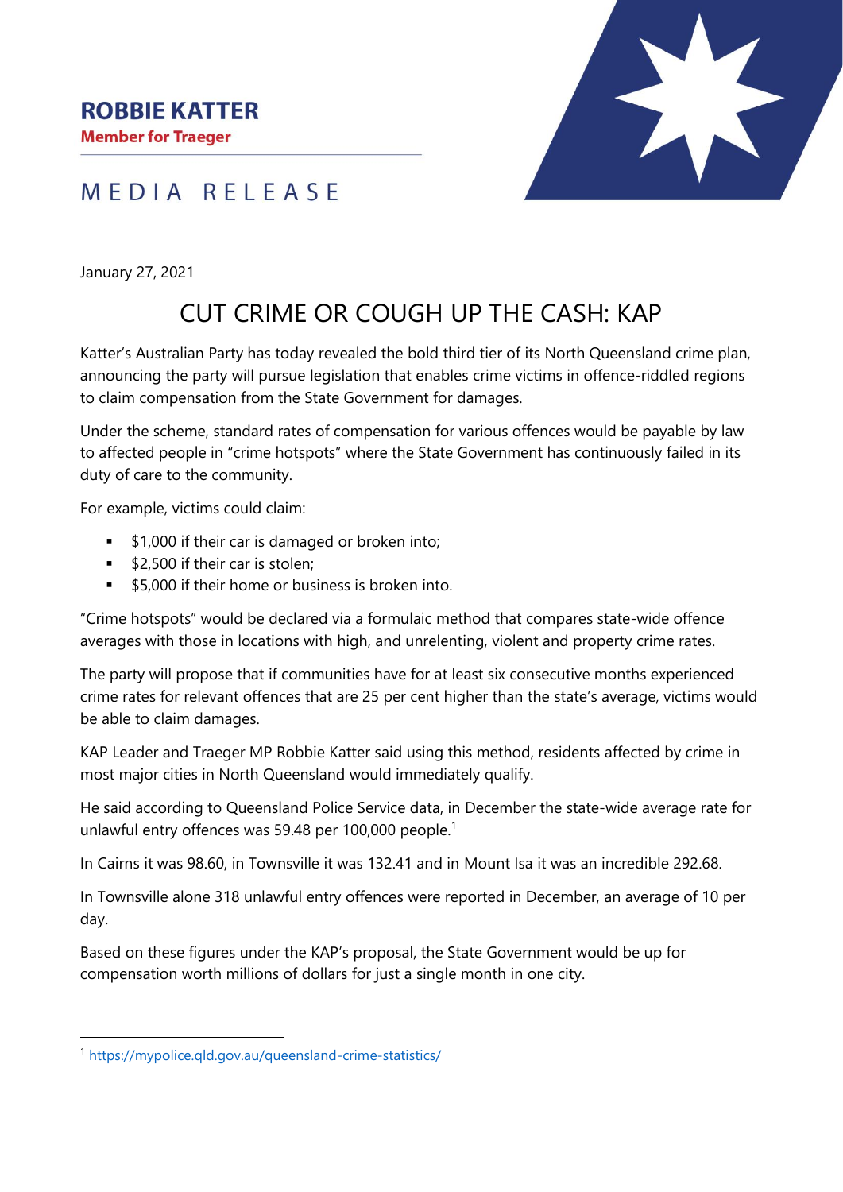**ROBBIE KATTER**
**Member for Traeger**

MEDIA RELEASE

January 27, 2021

# CUT CRIME OR COUGH UP THE CASH: KAP

Katter's Australian Party has today revealed the bold third tier of its North Queensland crime plan, announcing the party will pursue legislation that enables crime victims in offence-riddled regions to claim compensation from the State Government for damages.

Under the scheme, standard rates of compensation for various offences would be payable by law to affected people in "crime hotspots" where the State Government has continuously failed in its duty of care to the community.

For example, victims could claim:

- $1,000 if their car is damaged or broken into;
- $2,500 if their car is stolen;
- $5,000 if their home or business is broken into.

"Crime hotspots" would be declared via a formulaic method that compares state-wide offence averages with those in locations with high, and unrelenting, violent and property crime rates.

The party will propose that if communities have for at least six consecutive months experienced crime rates for relevant offences that are 25 per cent higher than the state's average, victims would be able to claim damages.

KAP Leader and Traeger MP Robbie Katter said using this method, residents affected by crime in most major cities in North Queensland would immediately qualify.

He said according to Queensland Police Service data, in December the state-wide average rate for unlawful entry offences was 59.48 per 100,000 people.[1]

In Cairns it was 98.60, in Townsville it was 132.41 and in Mount Isa it was an incredible 292.68.

In Townsville alone 318 unlawful entry offences were reported in December, an average of 10 per day.

Based on these figures under the KAP's proposal, the State Government would be up for compensation worth millions of dollars for just a single month in one city.

[1] https://mypolice.qld.gov.au/queensland-crime-statistics/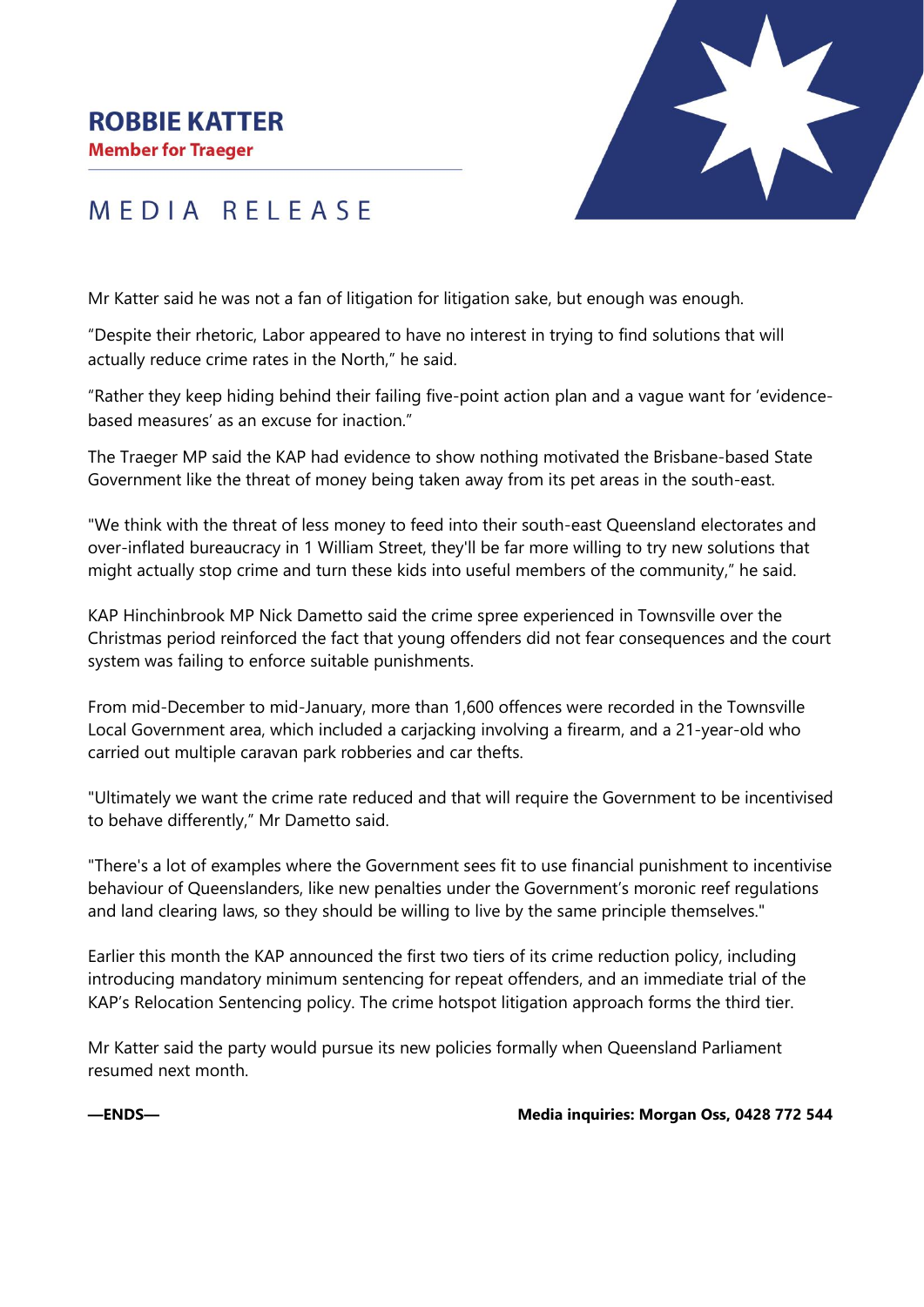# ROBBIE KATTER

**Member for Traeger**

# MEDIA RELEASE

Mr Katter said he was not a fan of litigation for litigation sake, but enough was enough.

“Despite their rhetoric, Labor appeared to have no interest in trying to find solutions that will actually reduce crime rates in the North,” he said.

“Rather they keep hiding behind their failing five-point action plan and a vague want for ‘evidence-based measures’ as an excuse for inaction.”

The Traeger MP said the KAP had evidence to show nothing motivated the Brisbane-based State Government like the threat of money being taken away from its pet areas in the south-east.

"We think with the threat of less money to feed into their south-east Queensland electorates and over-inflated bureaucracy in 1 William Street, they'll be far more willing to try new solutions that might actually stop crime and turn these kids into useful members of the community,” he said.

KAP Hinchinbrook MP Nick Dametto said the crime spree experienced in Townsville over the Christmas period reinforced the fact that young offenders did not fear consequences and the court system was failing to enforce suitable punishments.

From mid-December to mid-January, more than 1,600 offences were recorded in the Townsville Local Government area, which included a carjacking involving a firearm, and a 21-year-old who carried out multiple caravan park robberies and car thefts.

"Ultimately we want the crime rate reduced and that will require the Government to be incentivised to behave differently,” Mr Dametto said.

"There's a lot of examples where the Government sees fit to use financial punishment to incentivise behaviour of Queenslanders, like new penalties under the Government’s moronic reef regulations and land clearing laws, so they should be willing to live by the same principle themselves."

Earlier this month the KAP announced the first two tiers of its crime reduction policy, including introducing mandatory minimum sentencing for repeat offenders, and an immediate trial of the KAP’s Relocation Sentencing policy. The crime hotspot litigation approach forms the third tier.

Mr Katter said the party would pursue its new policies formally when Queensland Parliament resumed next month.

**—ENDS—**

**Media inquiries: Morgan Oss, 0428 772 544**